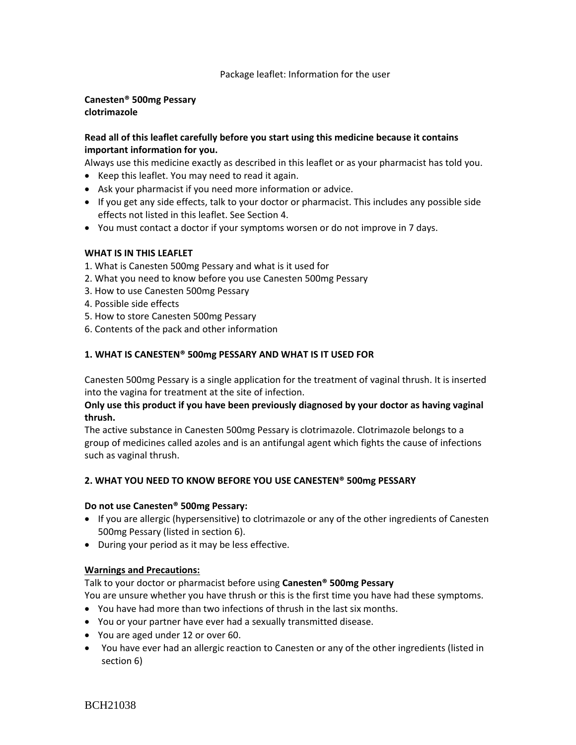Package leaflet: Information for the user

**Canesten® 500mg Pessary**
**clotrimazole**

**Read all of this leaflet carefully before you start using this medicine because it contains important information for you.**

Always use this medicine exactly as described in this leaflet or as your pharmacist has told you.

- Keep this leaflet. You may need to read it again.
- Ask your pharmacist if you need more information or advice.
- If you get any side effects, talk to your doctor or pharmacist. This includes any possible side effects not listed in this leaflet. See Section 4.
- You must contact a doctor if your symptoms worsen or do not improve in 7 days.

**WHAT IS IN THIS LEAFLET**

1. What is Canesten 500mg Pessary and what is it used for
2. What you need to know before you use Canesten 500mg Pessary
3. How to use Canesten 500mg Pessary
4. Possible side effects
5. How to store Canesten 500mg Pessary
6. Contents of the pack and other information

## 1. WHAT IS CANESTEN® 500mg PESSARY AND WHAT IS IT USED FOR

Canesten 500mg Pessary is a single application for the treatment of vaginal thrush. It is inserted into the vagina for treatment at the site of infection.

**Only use this product if you have been previously diagnosed by your doctor as having vaginal thrush.**

The active substance in Canesten 500mg Pessary is clotrimazole. Clotrimazole belongs to a group of medicines called azoles and is an antifungal agent which fights the cause of infections such as vaginal thrush.

## 2. WHAT YOU NEED TO KNOW BEFORE YOU USE CANESTEN® 500mg PESSARY

**Do not use Canesten® 500mg Pessary:**

- If you are allergic (hypersensitive) to clotrimazole or any of the other ingredients of Canesten 500mg Pessary (listed in section 6).
- During your period as it may be less effective.

**Warnings and Precautions:**

Talk to your doctor or pharmacist before using **Canesten® 500mg Pessary**

You are unsure whether you have thrush or this is the first time you have had these symptoms.

- You have had more than two infections of thrush in the last six months.
- You or your partner have ever had a sexually transmitted disease.
- You are aged under 12 or over 60.
- You have ever had an allergic reaction to Canesten or any of the other ingredients (listed in section 6)

BCH21038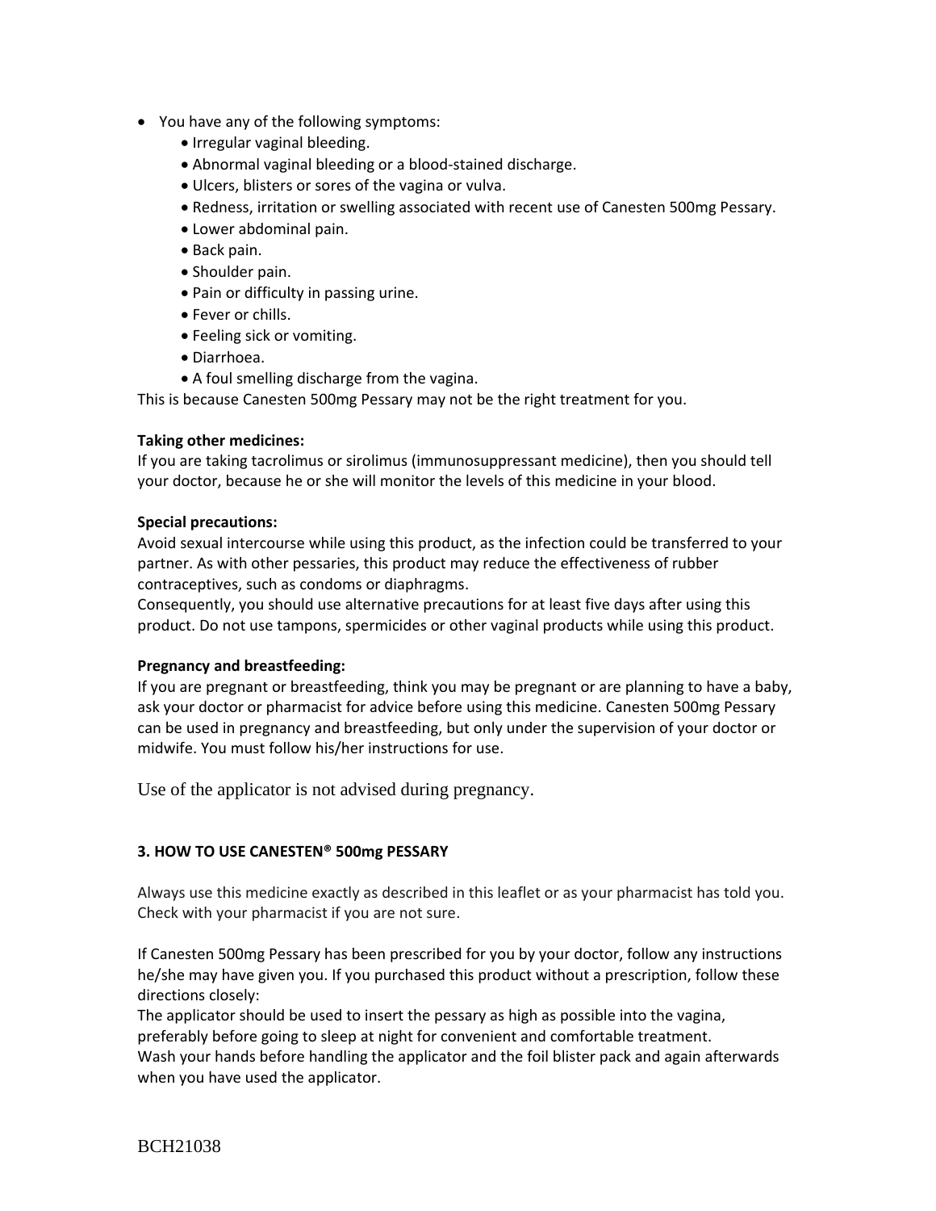- You have any of the following symptoms:
  - Irregular vaginal bleeding.
  - Abnormal vaginal bleeding or a blood-stained discharge.
  - Ulcers, blisters or sores of the vagina or vulva.
  - Redness, irritation or swelling associated with recent use of Canesten 500mg Pessary.
  - Lower abdominal pain.
  - Back pain.
  - Shoulder pain.
  - Pain or difficulty in passing urine.
  - Fever or chills.
  - Feeling sick or vomiting.
  - Diarrhoea.
  - A foul smelling discharge from the vagina.

This is because Canesten 500mg Pessary may not be the right treatment for you.

**Taking other medicines:**
If you are taking tacrolimus or sirolimus (immunosuppressant medicine), then you should tell your doctor, because he or she will monitor the levels of this medicine in your blood.

**Special precautions:**
Avoid sexual intercourse while using this product, as the infection could be transferred to your partner. As with other pessaries, this product may reduce the effectiveness of rubber contraceptives, such as condoms or diaphragms.
Consequently, you should use alternative precautions for at least five days after using this product. Do not use tampons, spermicides or other vaginal products while using this product.

**Pregnancy and breastfeeding:**
If you are pregnant or breastfeeding, think you may be pregnant or are planning to have a baby, ask your doctor or pharmacist for advice before using this medicine. Canesten 500mg Pessary can be used in pregnancy and breastfeeding, but only under the supervision of your doctor or midwife. You must follow his/her instructions for use.

Use of the applicator is not advised during pregnancy.

## 3. HOW TO USE CANESTEN® 500mg PESSARY

Always use this medicine exactly as described in this leaflet or as your pharmacist has told you. Check with your pharmacist if you are not sure.

If Canesten 500mg Pessary has been prescribed for you by your doctor, follow any instructions he/she may have given you. If you purchased this product without a prescription, follow these directions closely:
The applicator should be used to insert the pessary as high as possible into the vagina, preferably before going to sleep at night for convenient and comfortable treatment.
Wash your hands before handling the applicator and the foil blister pack and again afterwards when you have used the applicator.

BCH21038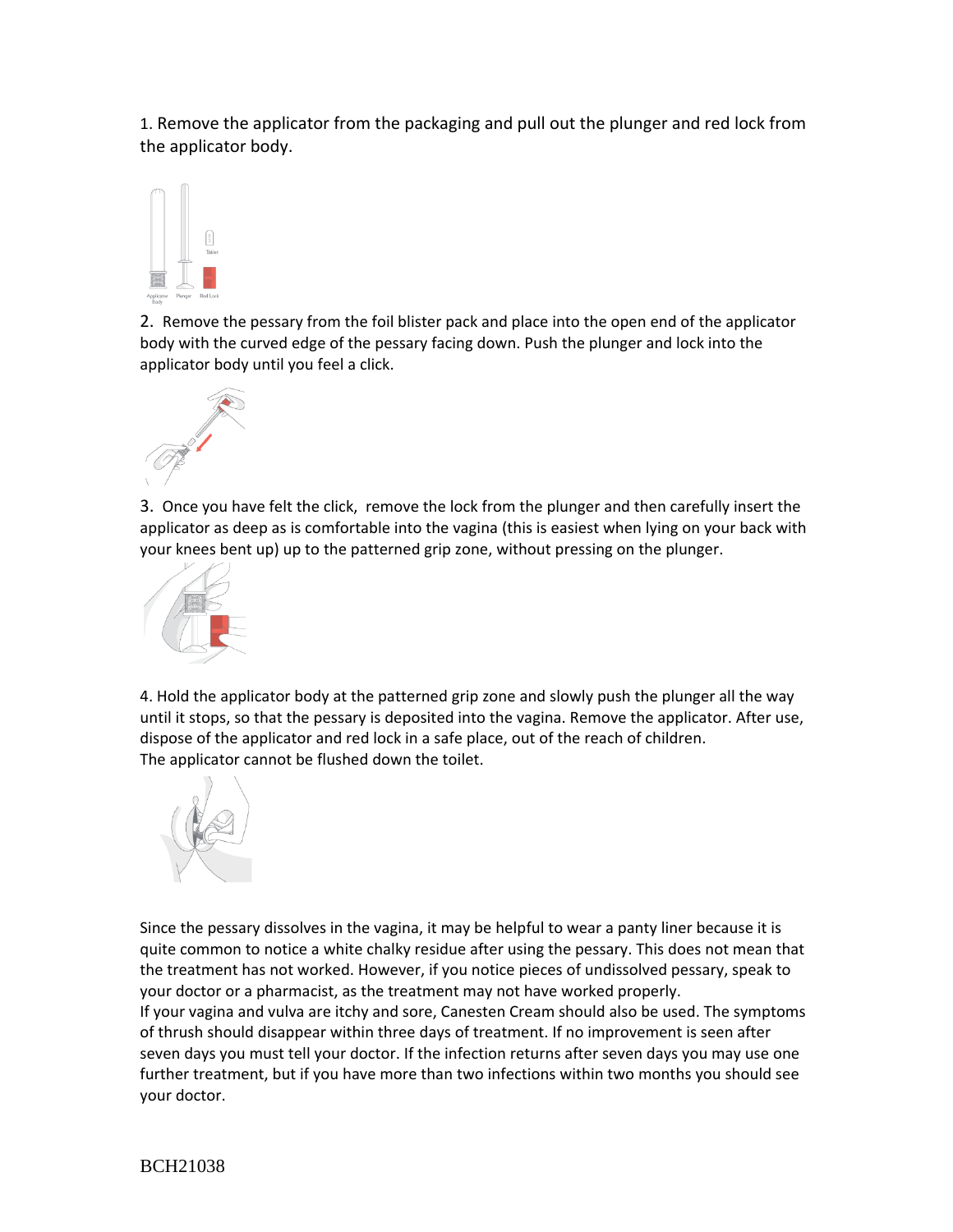1. Remove the applicator from the packaging and pull out the plunger and red lock from the applicator body.

Applicator Body Plunger Tablet Red Lock

2. Remove the pessary from the foil blister pack and place into the open end of the applicator body with the curved edge of the pessary facing down. Push the plunger and lock into the applicator body until you feel a click.

3. Once you have felt the click, remove the lock from the plunger and then carefully insert the applicator as deep as is comfortable into the vagina (this is easiest when lying on your back with your knees bent up) up to the patterned grip zone, without pressing on the plunger.

4. Hold the applicator body at the patterned grip zone and slowly push the plunger all the way until it stops, so that the pessary is deposited into the vagina. Remove the applicator. After use, dispose of the applicator and red lock in a safe place, out of the reach of children.
The applicator cannot be flushed down the toilet.

Since the pessary dissolves in the vagina, it may be helpful to wear a panty liner because it is quite common to notice a white chalky residue after using the pessary. This does not mean that the treatment has not worked. However, if you notice pieces of undissolved pessary, speak to your doctor or a pharmacist, as the treatment may not have worked properly.
If your vagina and vulva are itchy and sore, Canesten Cream should also be used. The symptoms of thrush should disappear within three days of treatment. If no improvement is seen after seven days you must tell your doctor. If the infection returns after seven days you may use one further treatment, but if you have more than two infections within two months you should see your doctor.

BCH21038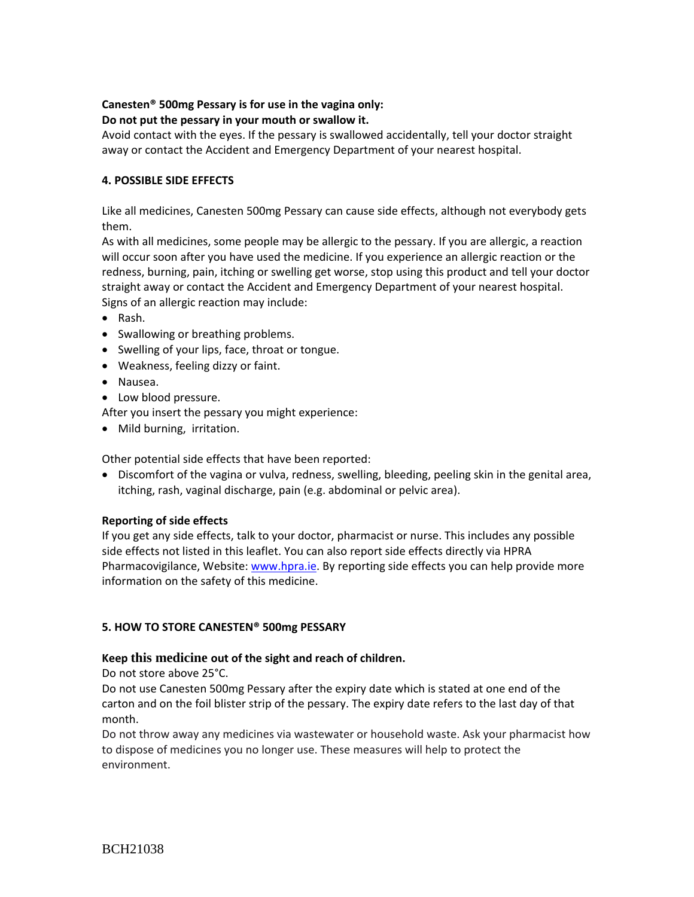**Canesten® 500mg Pessary is for use in the vagina only:**
**Do not put the pessary in your mouth or swallow it.**
Avoid contact with the eyes. If the pessary is swallowed accidentally, tell your doctor straight away or contact the Accident and Emergency Department of your nearest hospital.

## 4. POSSIBLE SIDE EFFECTS

Like all medicines, Canesten 500mg Pessary can cause side effects, although not everybody gets them.
As with all medicines, some people may be allergic to the pessary. If you are allergic, a reaction will occur soon after you have used the medicine. If you experience an allergic reaction or the redness, burning, pain, itching or swelling get worse, stop using this product and tell your doctor straight away or contact the Accident and Emergency Department of your nearest hospital.
Signs of an allergic reaction may include:

- Rash.
- Swallowing or breathing problems.
- Swelling of your lips, face, throat or tongue.
- Weakness, feeling dizzy or faint.
- Nausea.
- Low blood pressure.

After you insert the pessary you might experience:

- Mild burning, irritation.

Other potential side effects that have been reported:

- Discomfort of the vagina or vulva, redness, swelling, bleeding, peeling skin in the genital area, itching, rash, vaginal discharge, pain (e.g. abdominal or pelvic area).

**Reporting of side effects**
If you get any side effects, talk to your doctor, pharmacist or nurse. This includes any possible side effects not listed in this leaflet. You can also report side effects directly via HPRA Pharmacovigilance, Website: www.hpra.ie. By reporting side effects you can help provide more information on the safety of this medicine.

## 5. HOW TO STORE CANESTEN® 500mg PESSARY

**Keep this medicine out of the sight and reach of children.**
Do not store above 25°C.
Do not use Canesten 500mg Pessary after the expiry date which is stated at one end of the carton and on the foil blister strip of the pessary. The expiry date refers to the last day of that month.
Do not throw away any medicines via wastewater or household waste. Ask your pharmacist how to dispose of medicines you no longer use. These measures will help to protect the environment.

BCH21038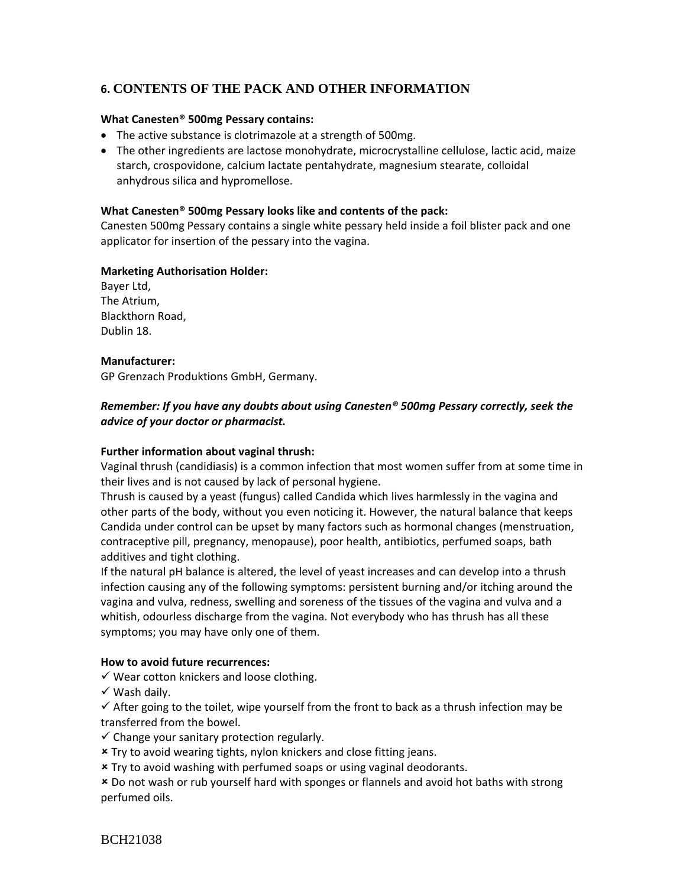## 6. CONTENTS OF THE PACK AND OTHER INFORMATION

**What Canesten® 500mg Pessary contains:**

- The active substance is clotrimazole at a strength of 500mg.
- The other ingredients are lactose monohydrate, microcrystalline cellulose, lactic acid, maize starch, crospovidone, calcium lactate pentahydrate, magnesium stearate, colloidal anhydrous silica and hypromellose.

**What Canesten® 500mg Pessary looks like and contents of the pack:**

Canesten 500mg Pessary contains a single white pessary held inside a foil blister pack and one applicator for insertion of the pessary into the vagina.

**Marketing Authorisation Holder:**

Bayer Ltd,
The Atrium,
Blackthorn Road,
Dublin 18.

**Manufacturer:**

GP Grenzach Produktions GmbH, Germany.

***Remember: If you have any doubts about using Canesten® 500mg Pessary correctly, seek the advice of your doctor or pharmacist.***

**Further information about vaginal thrush:**

Vaginal thrush (candidiasis) is a common infection that most women suffer from at some time in their lives and is not caused by lack of personal hygiene.

Thrush is caused by a yeast (fungus) called Candida which lives harmlessly in the vagina and other parts of the body, without you even noticing it. However, the natural balance that keeps Candida under control can be upset by many factors such as hormonal changes (menstruation, contraceptive pill, pregnancy, menopause), poor health, antibiotics, perfumed soaps, bath additives and tight clothing.

If the natural pH balance is altered, the level of yeast increases and can develop into a thrush infection causing any of the following symptoms: persistent burning and/or itching around the vagina and vulva, redness, swelling and soreness of the tissues of the vagina and vulva and a whitish, odourless discharge from the vagina. Not everybody who has thrush has all these symptoms; you may have only one of them.

**How to avoid future recurrences:**

✓ Wear cotton knickers and loose clothing.

✓ Wash daily.

✓ After going to the toilet, wipe yourself from the front to back as a thrush infection may be transferred from the bowel.

✓ Change your sanitary protection regularly.

✗ Try to avoid wearing tights, nylon knickers and close fitting jeans.

✗ Try to avoid washing with perfumed soaps or using vaginal deodorants.

✗ Do not wash or rub yourself hard with sponges or flannels and avoid hot baths with strong perfumed oils.

BCH21038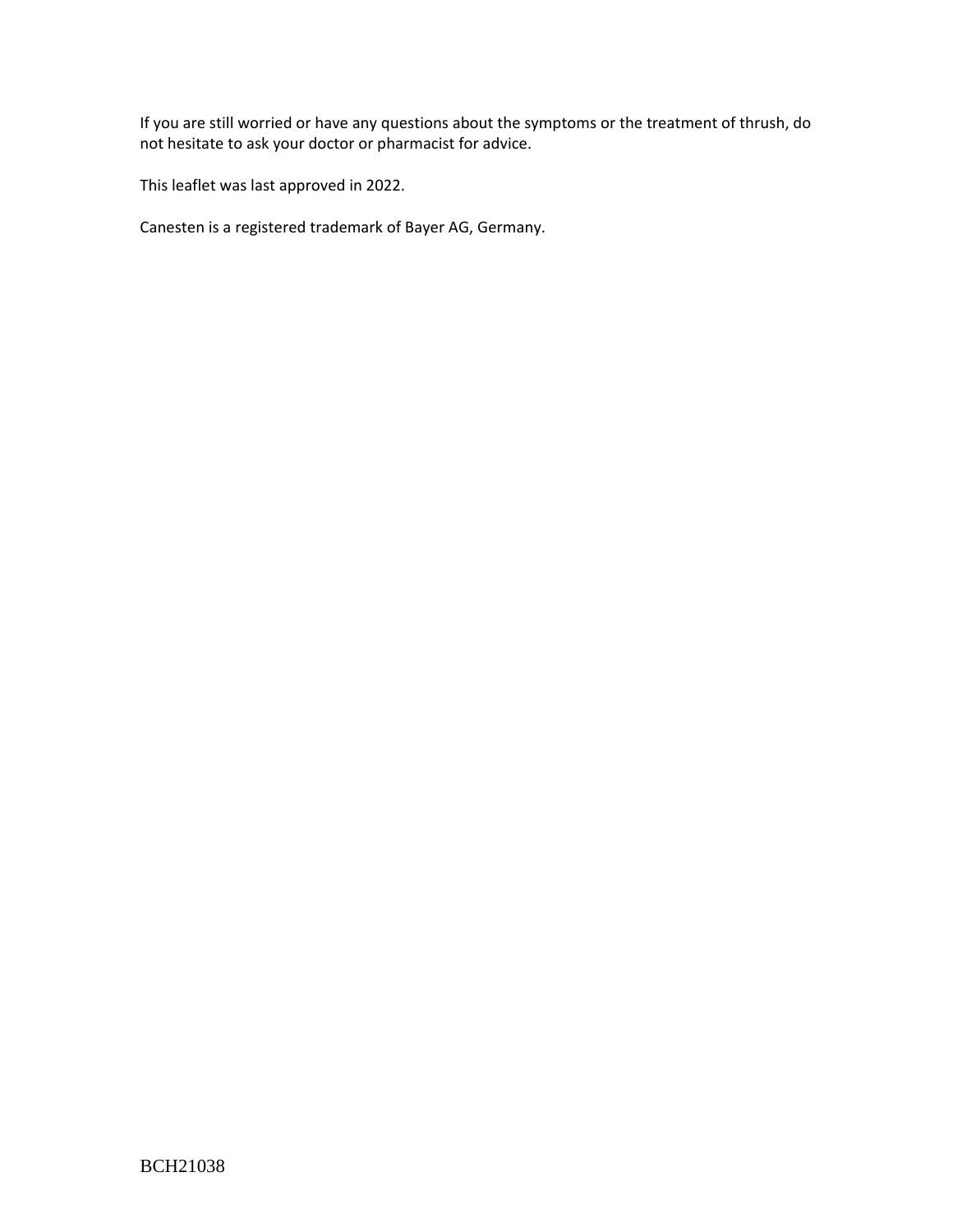If you are still worried or have any questions about the symptoms or the treatment of thrush, do not hesitate to ask your doctor or pharmacist for advice.

This leaflet was last approved in 2022.

Canesten is a registered trademark of Bayer AG, Germany.

BCH21038